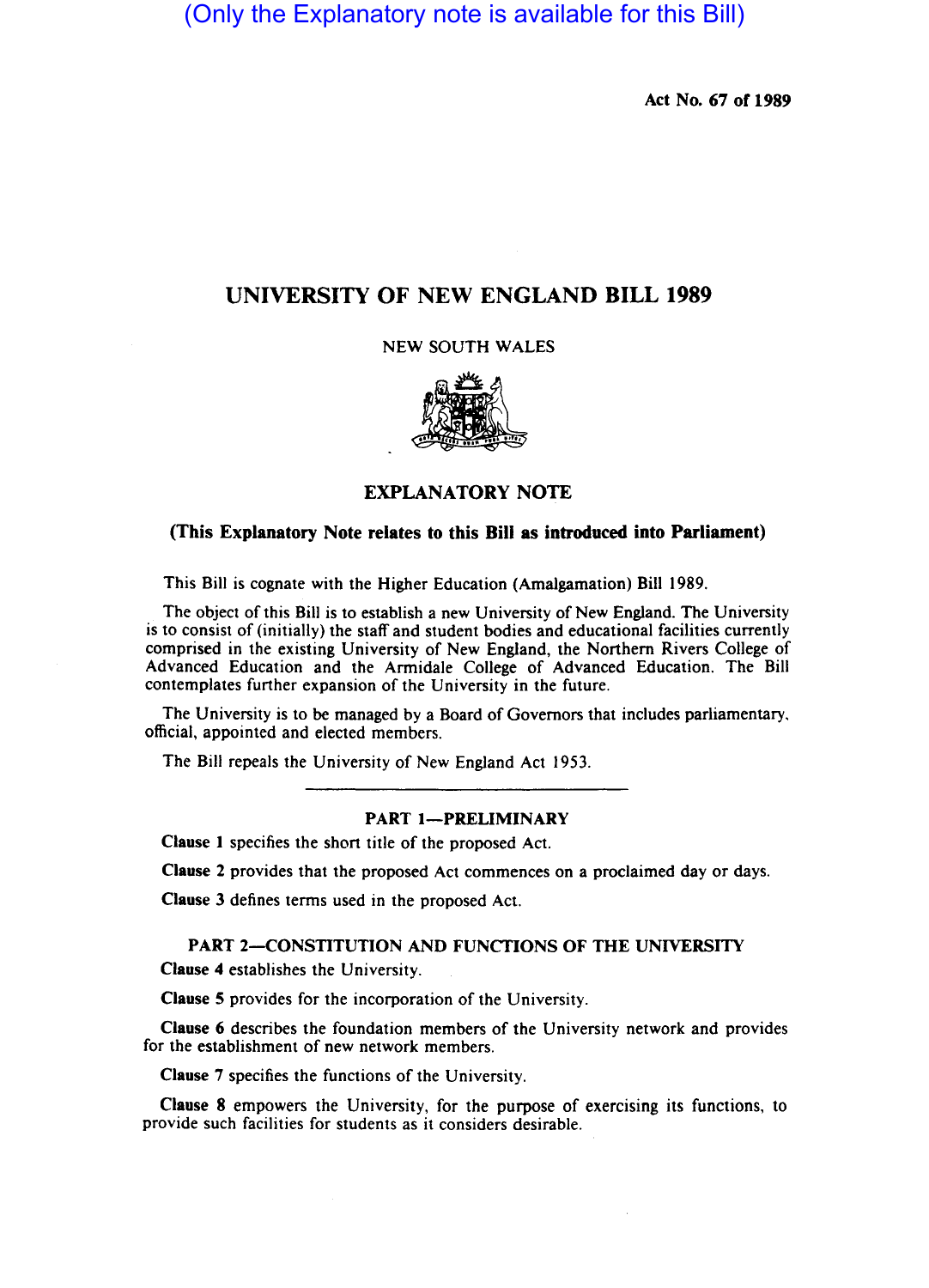(Only the Explanatory note is available for this Bill)

Act No. 67 of 1989

# UNIVERSITY OF NEW ENGLAND BILL 1989

NEW SOUTH WALES

## EXPLANATORY NOTE

**(This Explanatory Note relates to this Bill as introduced into Parliament)**

This Bill is cognate with the Higher Education (Amalgamation) Bill 1989.

The object of this Bill is to establish a new University of New England. The University is to consist of (initially) the staff and student bodies and educational facilities currently comprised in the existing University of New England, the Northern Rivers College of Advanced Education and the Armidale College of Advanced Education. The Bill contemplates further expansion of the University in the future.

The University is to be managed by a Board of Governors that includes parliamentary, official, appointed and elected members.

The Bill repeals the University of New England Act 1953.

---

### PART 1—PRELIMINARY

**Clause 1** specifies the short title of the proposed Act.

**Clause 2** provides that the proposed Act commences on a proclaimed day or days.

**Clause 3** defines terms used in the proposed Act.

### PART 2—CONSTITUTION AND FUNCTIONS OF THE UNIVERSITY

**Clause 4** establishes the University.

**Clause 5** provides for the incorporation of the University.

**Clause 6** describes the foundation members of the University network and provides for the establishment of new network members.

**Clause 7** specifies the functions of the University.

**Clause 8** empowers the University, for the purpose of exercising its functions, to provide such facilities for students as it considers desirable.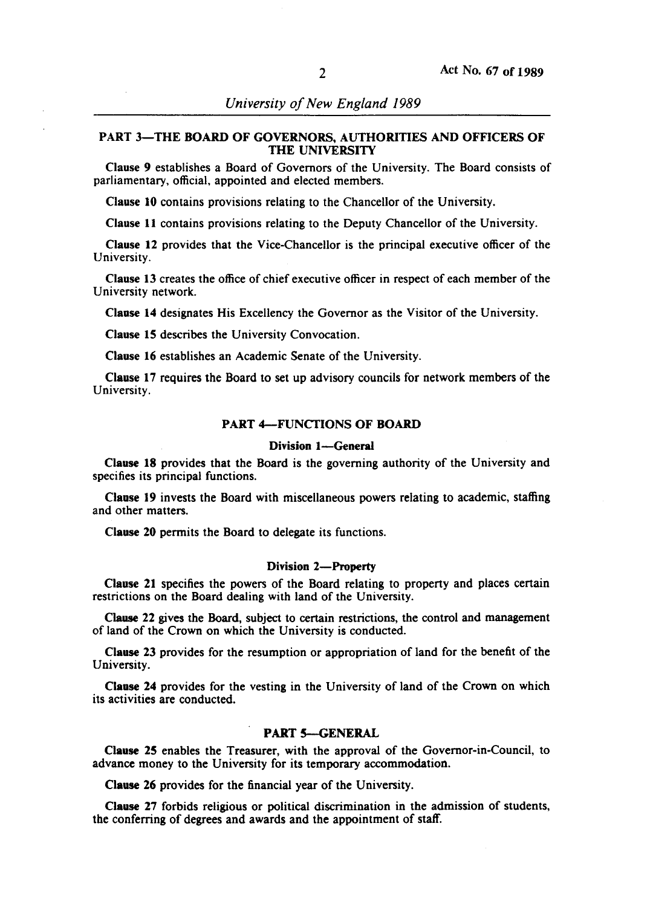## PART 3—THE BOARD OF GOVERNORS, AUTHORITIES AND OFFICERS OF THE UNIVERSITY

**Clause 9** establishes a Board of Governors of the University. The Board consists of parliamentary, official, appointed and elected members.

**Clause 10** contains provisions relating to the Chancellor of the University.

**Clause 11** contains provisions relating to the Deputy Chancellor of the University.

**Clause 12** provides that the Vice-Chancellor is the principal executive officer of the University.

**Clause 13** creates the office of chief executive officer in respect of each member of the University network.

**Clause 14** designates His Excellency the Governor as the Visitor of the University.

**Clause 15** describes the University Convocation.

**Clause 16** establishes an Academic Senate of the University.

**Clause 17** requires the Board to set up advisory councils for network members of the University.

## PART 4—FUNCTIONS OF BOARD

### Division 1—General

**Clause 18** provides that the Board is the governing authority of the University and specifies its principal functions.

**Clause 19** invests the Board with miscellaneous powers relating to academic, staffing and other matters.

**Clause 20** permits the Board to delegate its functions.

### Division 2—Property

**Clause 21** specifies the powers of the Board relating to property and places certain restrictions on the Board dealing with land of the University.

**Clause 22** gives the Board, subject to certain restrictions, the control and management of land of the Crown on which the University is conducted.

**Clause 23** provides for the resumption or appropriation of land for the benefit of the University.

**Clause 24** provides for the vesting in the University of land of the Crown on which its activities are conducted.

## PART 5—GENERAL

**Clause 25** enables the Treasurer, with the approval of the Governor-in-Council, to advance money to the University for its temporary accommodation.

**Clause 26** provides for the financial year of the University.

**Clause 27** forbids religious or political discrimination in the admission of students, the conferring of degrees and awards and the appointment of staff.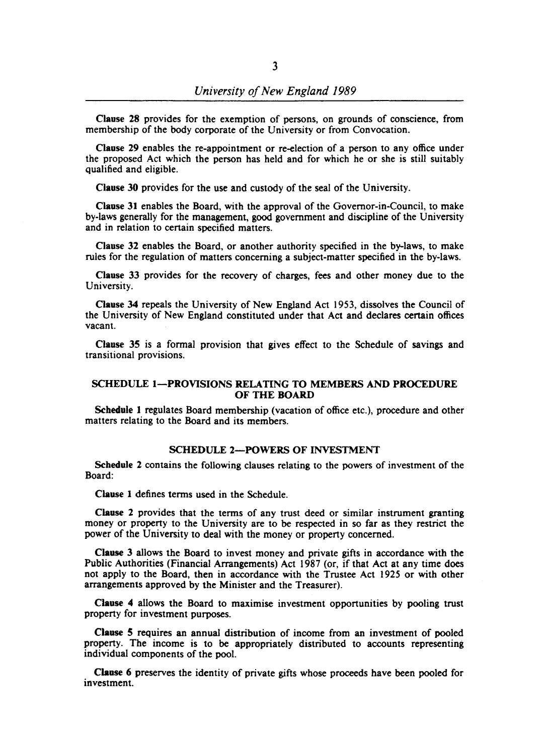**Clause 28** provides for the exemption of persons, on grounds of conscience, from membership of the body corporate of the University or from Convocation.

**Clause 29** enables the re-appointment or re-election of a person to any office under the proposed Act which the person has held and for which he or she is still suitably qualified and eligible.

**Clause 30** provides for the use and custody of the seal of the University.

**Clause 31** enables the Board, with the approval of the Governor-in-Council, to make by-laws generally for the management, good government and discipline of the University and in relation to certain specified matters.

**Clause 32** enables the Board, or another authority specified in the by-laws, to make rules for the regulation of matters concerning a subject-matter specified in the by-laws.

**Clause 33** provides for the recovery of charges, fees and other money due to the University.

**Clause 34** repeals the University of New England Act 1953, dissolves the Council of the University of New England constituted under that Act and declares certain offices vacant.

**Clause 35** is a formal provision that gives effect to the Schedule of savings and transitional provisions.

## SCHEDULE 1—PROVISIONS RELATING TO MEMBERS AND PROCEDURE OF THE BOARD

**Schedule 1** regulates Board membership (vacation of office etc.), procedure and other matters relating to the Board and its members.

## SCHEDULE 2—POWERS OF INVESTMENT

**Schedule 2** contains the following clauses relating to the powers of investment of the Board:

**Clause 1** defines terms used in the Schedule.

**Clause 2** provides that the terms of any trust deed or similar instrument granting money or property to the University are to be respected in so far as they restrict the power of the University to deal with the money or property concerned.

**Clause 3** allows the Board to invest money and private gifts in accordance with the Public Authorities (Financial Arrangements) Act 1987 (or, if that Act at any time does not apply to the Board, then in accordance with the Trustee Act 1925 or with other arrangements approved by the Minister and the Treasurer).

**Clause 4** allows the Board to maximise investment opportunities by pooling trust property for investment purposes.

**Clause 5** requires an annual distribution of income from an investment of pooled property. The income is to be appropriately distributed to accounts representing individual components of the pool.

**Clause 6** preserves the identity of private gifts whose proceeds have been pooled for investment.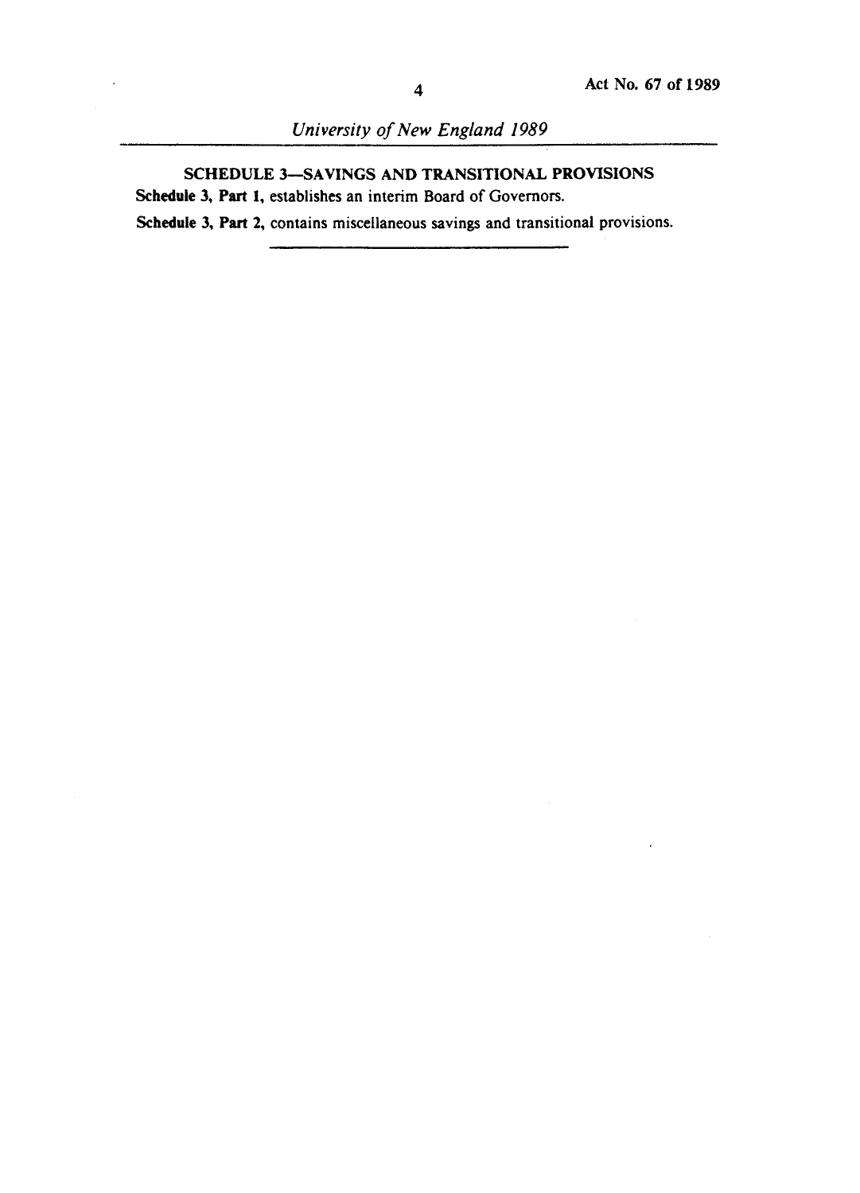## SCHEDULE 3—SAVINGS AND TRANSITIONAL PROVISIONS

**Schedule 3, Part 1,** establishes an interim Board of Governors.

**Schedule 3, Part 2,** contains miscellaneous savings and transitional provisions.